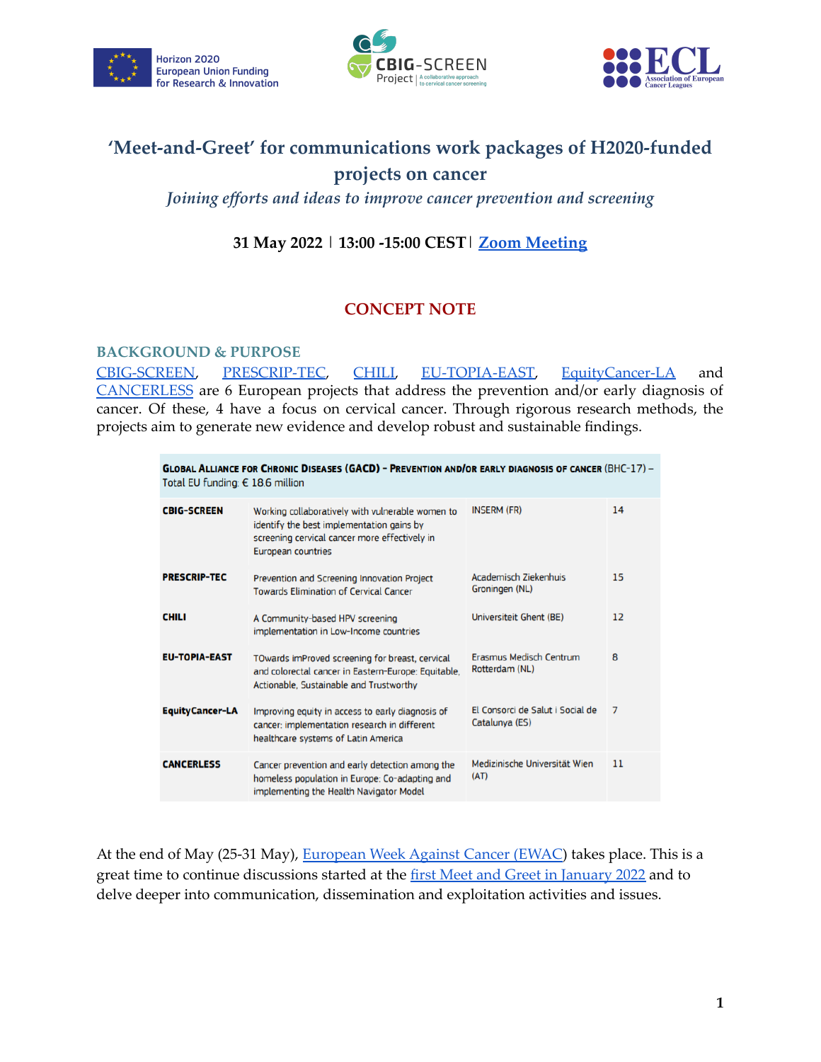# 'Meet-and-Greet' for communications work packages of H2020-funded projects on cancer

*Joining efforts and ideas to improve cancer prevention and screening*

**31 May 2022 | 13:00 -15:00 CEST | Zoom Meeting**

## CONCEPT NOTE

### BACKGROUND & PURPOSE

CBIG-SCREEN, PRESCRIP-TEC, CHILI, EU-TOPIA-EAST, EquityCancer-LA and CANCERLESS are 6 European projects that address the prevention and/or early diagnosis of cancer. Of these, 4 have a focus on cervical cancer. Through rigorous research methods, the projects aim to generate new evidence and develop robust and sustainable findings.

| **Global Alliance for Chronic Diseases (GACD) – Prevention and/or early diagnosis of cancer** (BHC-17) – Total EU funding: € 18.6 million | | | |
|---|---|---|---|
| **CBIG-SCREEN** | Working collaboratively with vulnerable women to identify the best implementation gains by screening cervical cancer more effectively in European countries | INSERM (FR) | 14 |
| **PRESCRIP-TEC** | Prevention and Screening Innovation Project Towards Elimination of Cervical Cancer | Academisch Ziekenhuis Groningen (NL) | 15 |
| **CHILI** | A Community-based HPV screening implementation in Low-Income countries | Universiteit Ghent (BE) | 12 |
| **EU-TOPIA-EAST** | TOwards imProved screening for breast, cervical and colorectal cancer in Eastern-Europe: Equitable, Actionable, Sustainable and Trustworthy | Erasmus Medisch Centrum Rotterdam (NL) | 8 |
| **EquityCancer-LA** | Improving equity in access to early diagnosis of cancer: implementation research in different healthcare systems of Latin America | El Consorci de Salut i Social de Catalunya (ES) | 7 |
| **CANCERLESS** | Cancer prevention and early detection among the homeless population in Europe: Co-adapting and implementing the Health Navigator Model | Medizinische Universität Wien (AT) | 11 |

At the end of May (25-31 May), European Week Against Cancer (EWAC) takes place. This is a great time to continue discussions started at the first Meet and Greet in January 2022 and to delve deeper into communication, dissemination and exploitation activities and issues.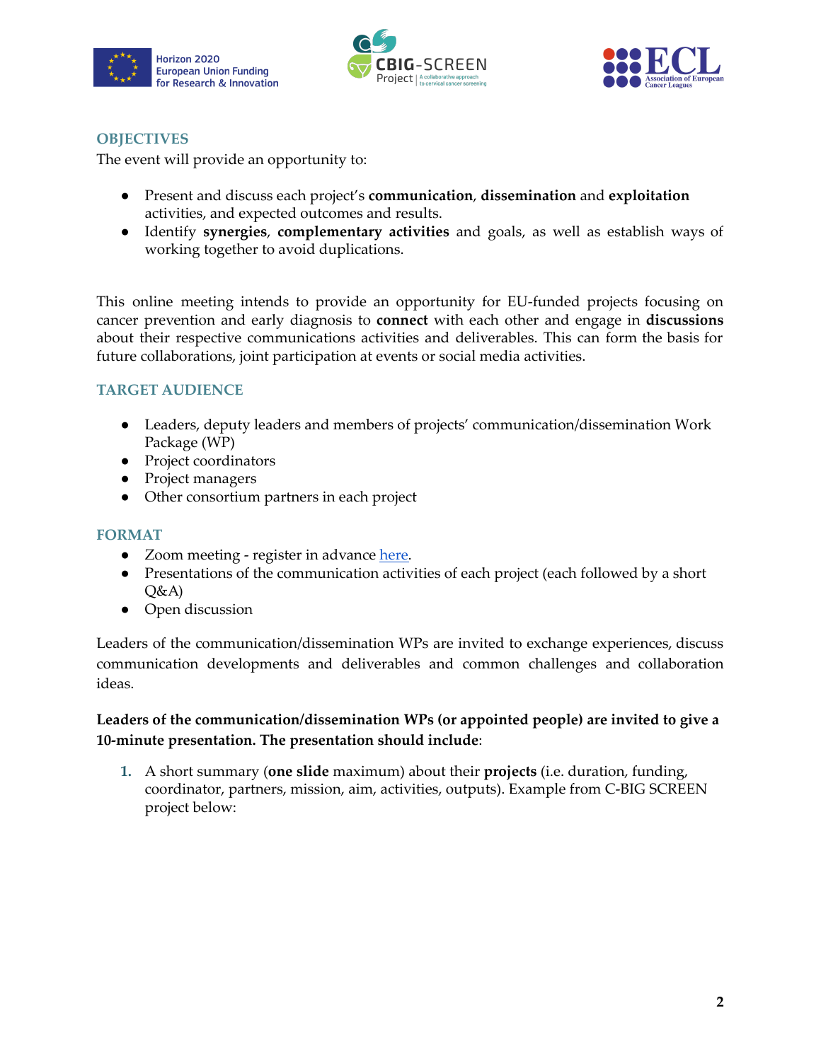## OBJECTIVES

The event will provide an opportunity to:

- Present and discuss each project's **communication**, **dissemination** and **exploitation** activities, and expected outcomes and results.
- Identify **synergies**, **complementary activities** and goals, as well as establish ways of working together to avoid duplications.

This online meeting intends to provide an opportunity for EU-funded projects focusing on cancer prevention and early diagnosis to **connect** with each other and engage in **discussions** about their respective communications activities and deliverables. This can form the basis for future collaborations, joint participation at events or social media activities.

## TARGET AUDIENCE

- Leaders, deputy leaders and members of projects' communication/dissemination Work Package (WP)
- Project coordinators
- Project managers
- Other consortium partners in each project

## FORMAT

- Zoom meeting - register in advance here.
- Presentations of the communication activities of each project (each followed by a short Q&A)
- Open discussion

Leaders of the communication/dissemination WPs are invited to exchange experiences, discuss communication developments and deliverables and common challenges and collaboration ideas.

**Leaders of the communication/dissemination WPs (or appointed people) are invited to give a 10-minute presentation. The presentation should include**:

1. A short summary (**one slide** maximum) about their **projects** (i.e. duration, funding, coordinator, partners, mission, aim, activities, outputs). Example from C-BIG SCREEN project below: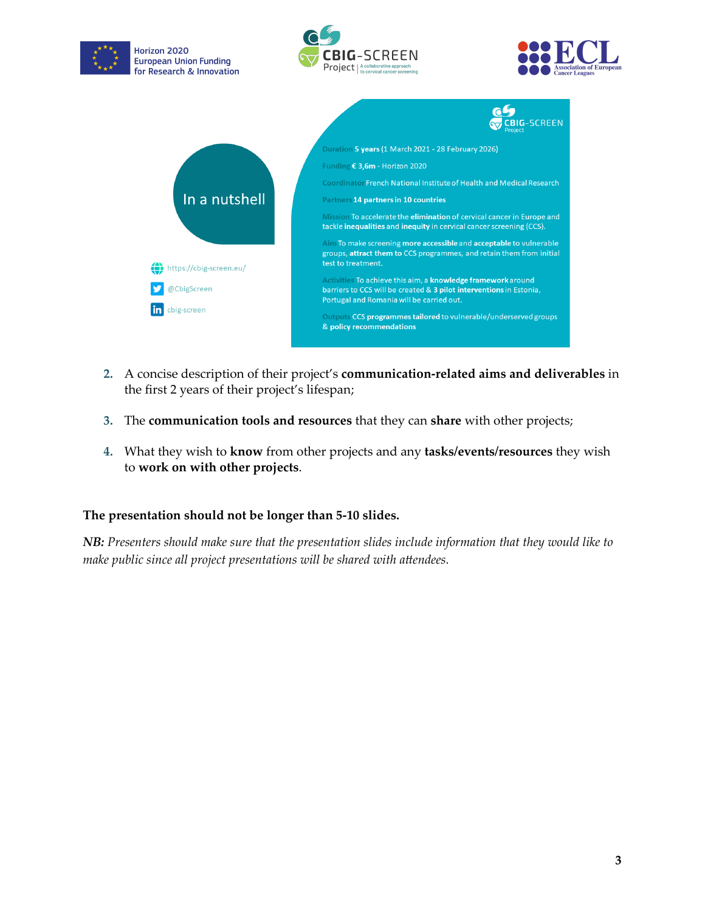In a nutshell

https://cbig-screen.eu/

@CbigScreen

cbig-screen

**Duration** **5 years** (1 March 2021 - 28 February 2026)

**Funding** **€ 3,6m** - Horizon 2020

**Coordinator** French National Institute of Health and Medical Research

**Partners** **14 partners in 10 countries**

**Mission** To accelerate the **elimination** of cervical cancer in Europe and tackle **inequalities** and **inequity** in cervical cancer screening (CCS).

**Aim** To make screening **more accessible** and **acceptable** to vulnerable groups, **attract them** to CCS programmes, and retain them from initial test to treatment.

**Activities** To achieve this aim, a **knowledge framework** around barriers to CCS will be created & **3 pilot interventions** in Estonia, Portugal and Romania will be carried out.

**Outputs** CCS **programmes tailored** to vulnerable/underserved groups & **policy recommendations**

2. A concise description of their project's **communication-related aims and deliverables** in the first 2 years of their project's lifespan;

3. The **communication tools and resources** that they can **share** with other projects;

4. What they wish to **know** from other projects and any **tasks/events/resources** they wish to **work on with other projects**.

**The presentation should not be longer than 5-10 slides.**

***NB:*** *Presenters should make sure that the presentation slides include information that they would like to make public since all project presentations will be shared with attendees.*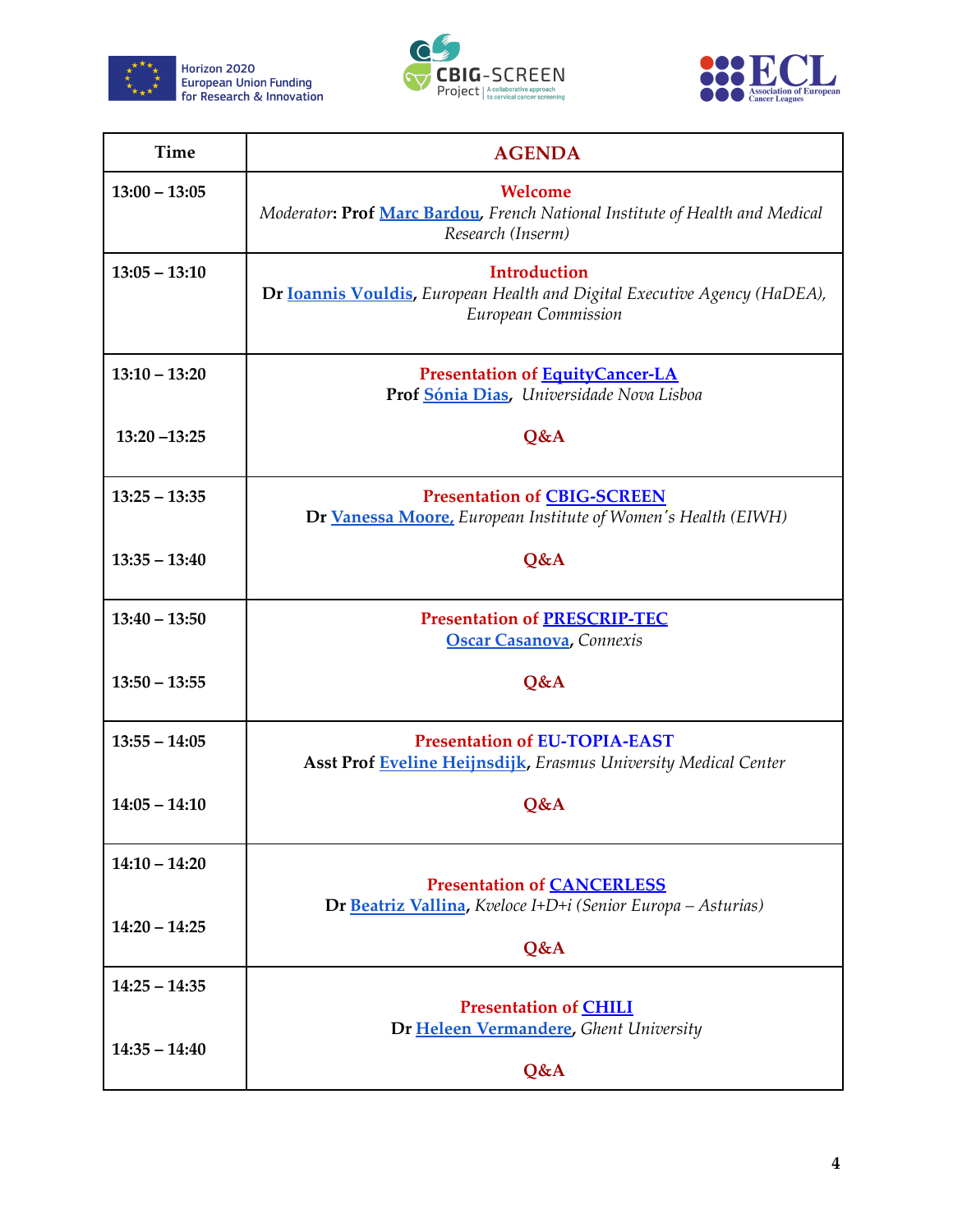| Time | AGENDA |
| --- | --- |
| 13:00 – 13:05 | **Welcome**<br>*Moderator*: **Prof** Marc Bardou, *French National Institute of Health and Medical Research (Inserm)* |
| 13:05 – 13:10 | **Introduction**<br>**Dr** Ioannis Vouldis, *European Health and Digital Executive Agency (HaDEA), European Commission* |
| 13:10 – 13:20 | **Presentation of EquityCancer-LA**<br>**Prof** Sónia Dias, *Universidade Nova Lisboa* |
| 13:20 –13:25 | **Q&A** |
| 13:25 – 13:35 | **Presentation of CBIG-SCREEN**<br>**Dr** Vanessa Moore, *European Institute of Women's Health (EIWH)* |
| 13:35 – 13:40 | **Q&A** |
| 13:40 – 13:50 | **Presentation of PRESCRIP-TEC**<br>Oscar Casanova, *Connexis* |
| 13:50 – 13:55 | **Q&A** |
| 13:55 – 14:05 | **Presentation of EU-TOPIA-EAST**<br>**Asst Prof** Eveline Heijnsdijk, *Erasmus University Medical Center* |
| 14:05 – 14:10 | **Q&A** |
| 14:10 – 14:20 | **Presentation of CANCERLESS**<br>**Dr** Beatriz Vallina, *Kveloce I+D+i (Senior Europa – Asturias)* |
| 14:20 – 14:25 | **Q&A** |
| 14:25 – 14:35 | **Presentation of CHILI**<br>**Dr** Heleen Vermandere, *Ghent University* |
| 14:35 – 14:40 | **Q&A** |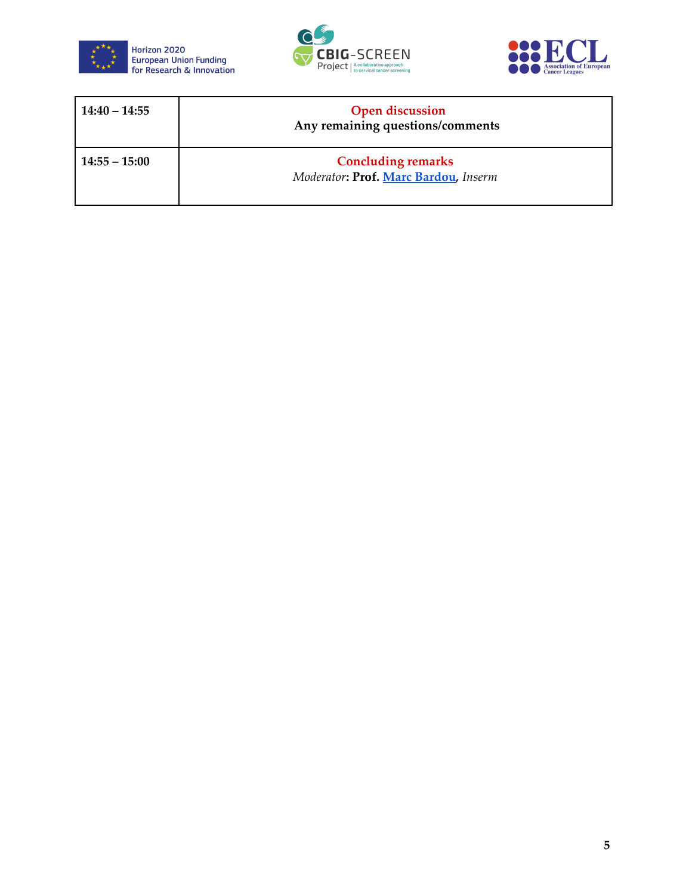| | |
|---|---|
| **14:40 – 14:55** | **Open discussion**<br>**Any remaining questions/comments** |
| **14:55 – 15:00** | **Concluding remarks**<br>*Moderator*: **Prof. Marc Bardou**, *Inserm* |